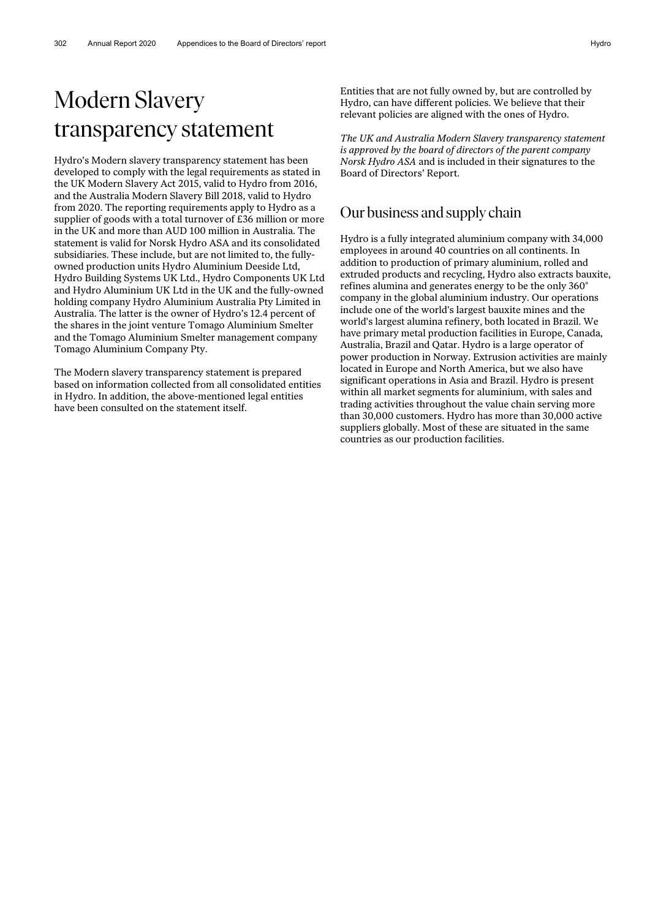# Modern Slavery transparency statement

Hydro's Modern slavery transparency statement has been developed to comply with the legal requirements as stated in the UK Modern Slavery Act 2015, valid to Hydro from 2016, and the Australia Modern Slavery Bill 2018, valid to Hydro from 2020. The reporting requirements apply to Hydro as a supplier of goods with a total turnover of £36 million or more in the UK and more than AUD 100 million in Australia. The statement is valid for Norsk Hydro ASA and its consolidated subsidiaries. These include, but are not limited to, the fully-owned production units Hydro Aluminium Deeside Ltd, Hydro Building Systems UK Ltd., Hydro Components UK Ltd and Hydro Aluminium UK Ltd in the UK and the fully-owned holding company Hydro Aluminium Australia Pty Limited in Australia. The latter is the owner of Hydro's 12.4 percent of the shares in the joint venture Tomago Aluminium Smelter and the Tomago Aluminium Smelter management company Tomago Aluminium Company Pty.

The Modern slavery transparency statement is prepared based on information collected from all consolidated entities in Hydro. In addition, the above-mentioned legal entities have been consulted on the statement itself.

Entities that are not fully owned by, but are controlled by Hydro, can have different policies. We believe that their relevant policies are aligned with the ones of Hydro.

*The UK and Australia Modern Slavery transparency statement is approved by the board of directors of the parent company Norsk Hydro ASA* and is included in their signatures to the Board of Directors' Report.

## Our business and supply chain

Hydro is a fully integrated aluminium company with 34,000 employees in around 40 countries on all continents. In addition to production of primary aluminium, rolled and extruded products and recycling, Hydro also extracts bauxite, refines alumina and generates energy to be the only 360° company in the global aluminium industry. Our operations include one of the world's largest bauxite mines and the world's largest alumina refinery, both located in Brazil. We have primary metal production facilities in Europe, Canada, Australia, Brazil and Qatar. Hydro is a large operator of power production in Norway. Extrusion activities are mainly located in Europe and North America, but we also have significant operations in Asia and Brazil. Hydro is present within all market segments for aluminium, with sales and trading activities throughout the value chain serving more than 30,000 customers. Hydro has more than 30,000 active suppliers globally. Most of these are situated in the same countries as our production facilities.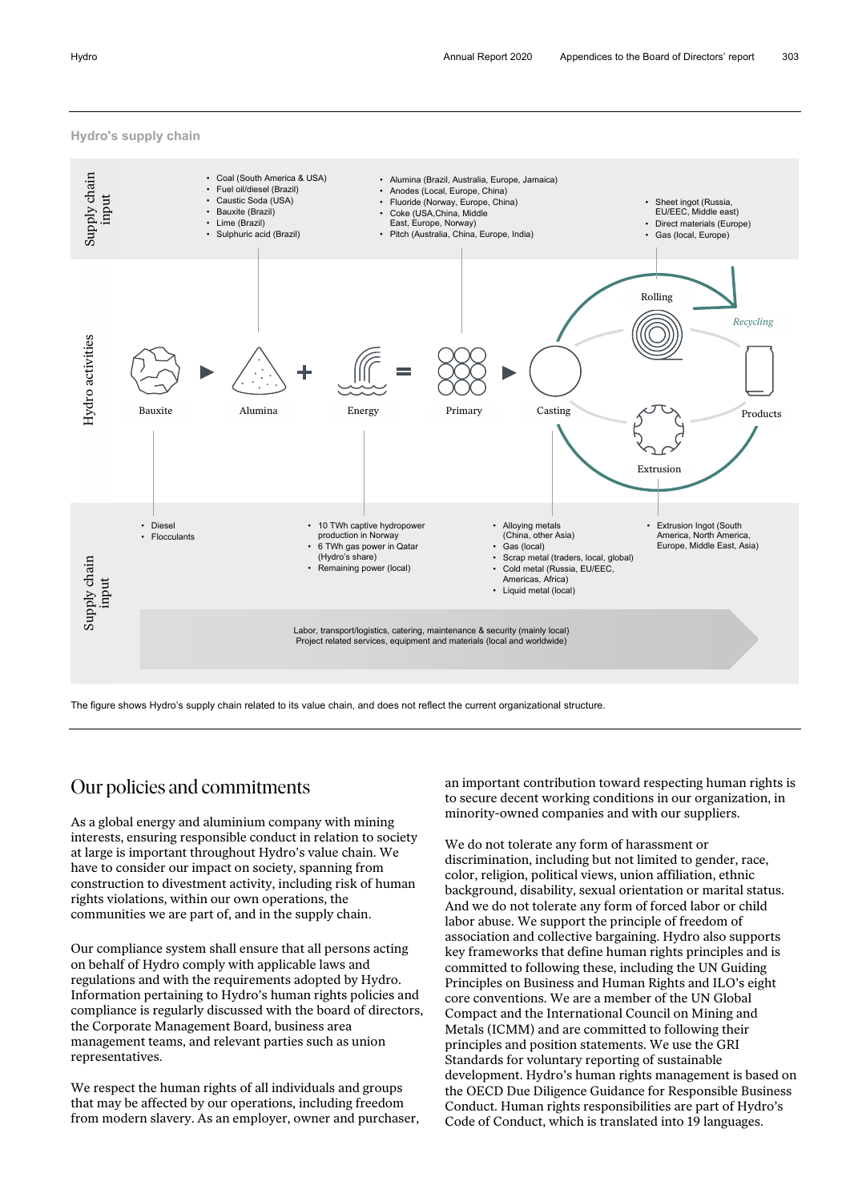### Hydro's supply chain

**Supply chain input**

- Coal (South America & USA)
- Fuel oil/diesel (Brazil)
- Caustic Soda (USA)
- Bauxite (Brazil)
- Lime (Brazil)
- Sulphuric acid (Brazil)

- Alumina (Brazil, Australia, Europe, Jamaica)
- Anodes (Local, Europe, China)
- Fluoride (Norway, Europe, China)
- Coke (USA,China, Middle East, Europe, Norway)
- Pitch (Australia, China, Europe, India)

- Sheet ingot (Russia, EU/EEC, Middle east)
- Direct materials (Europe)
- Gas (local, Europe)

**Hydro activities**

Bauxite ▶ Alumina + Energy = Primary ▶ Casting — Rolling — Extrusion — Products — *Recycling*

**Supply chain input**

- Diesel
- Flocculants

- 10 TWh captive hydropower production in Norway
- 6 TWh gas power in Qatar (Hydro's share)
- Remaining power (local)

- Alloying metals (China, other Asia)
- Gas (local)
- Scrap metal (traders, local, global)
- Cold metal (Russia, EU/EEC, Americas, Africa)
- Liquid metal (local)

- Extrusion Ingot (South America, North America, Europe, Middle East, Asia)

Labor, transport/logistics, catering, maintenance & security (mainly local)
Project related services, equipment and materials (local and worldwide)

The figure shows Hydro's supply chain related to its value chain, and does not reflect the current organizational structure.

## Our policies and commitments

As a global energy and aluminium company with mining interests, ensuring responsible conduct in relation to society at large is important throughout Hydro's value chain. We have to consider our impact on society, spanning from construction to divestment activity, including risk of human rights violations, within our own operations, the communities we are part of, and in the supply chain.

Our compliance system shall ensure that all persons acting on behalf of Hydro comply with applicable laws and regulations and with the requirements adopted by Hydro. Information pertaining to Hydro's human rights policies and compliance is regularly discussed with the board of directors, the Corporate Management Board, business area management teams, and relevant parties such as union representatives.

We respect the human rights of all individuals and groups that may be affected by our operations, including freedom from modern slavery. As an employer, owner and purchaser, an important contribution toward respecting human rights is to secure decent working conditions in our organization, in minority-owned companies and with our suppliers.

We do not tolerate any form of harassment or discrimination, including but not limited to gender, race, color, religion, political views, union affiliation, ethnic background, disability, sexual orientation or marital status. And we do not tolerate any form of forced labor or child labor abuse. We support the principle of freedom of association and collective bargaining. Hydro also supports key frameworks that define human rights principles and is committed to following these, including the UN Guiding Principles on Business and Human Rights and ILO's eight core conventions. We are a member of the UN Global Compact and the International Council on Mining and Metals (ICMM) and are committed to following their principles and position statements. We use the GRI Standards for voluntary reporting of sustainable development. Hydro's human rights management is based on the OECD Due Diligence Guidance for Responsible Business Conduct. Human rights responsibilities are part of Hydro's Code of Conduct, which is translated into 19 languages.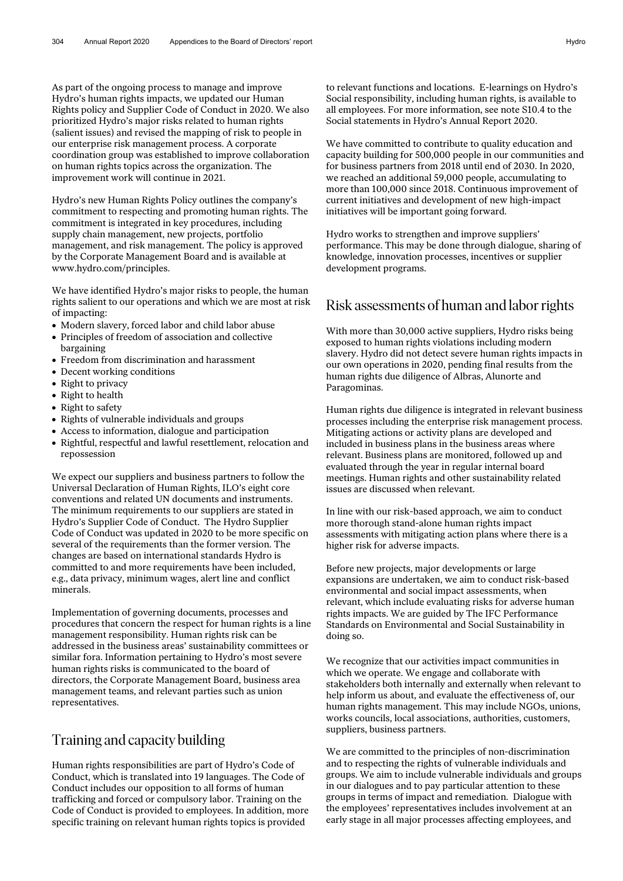As part of the ongoing process to manage and improve Hydro's human rights impacts, we updated our Human Rights policy and Supplier Code of Conduct in 2020. We also prioritized Hydro's major risks related to human rights (salient issues) and revised the mapping of risk to people in our enterprise risk management process. A corporate coordination group was established to improve collaboration on human rights topics across the organization. The improvement work will continue in 2021.

Hydro's new Human Rights Policy outlines the company's commitment to respecting and promoting human rights. The commitment is integrated in key procedures, including supply chain management, new projects, portfolio management, and risk management. The policy is approved by the Corporate Management Board and is available at www.hydro.com/principles.

We have identified Hydro's major risks to people, the human rights salient to our operations and which we are most at risk of impacting:

- Modern slavery, forced labor and child labor abuse
- Principles of freedom of association and collective bargaining
- Freedom from discrimination and harassment
- Decent working conditions
- Right to privacy
- Right to health
- Right to safety
- Rights of vulnerable individuals and groups
- Access to information, dialogue and participation
- Rightful, respectful and lawful resettlement, relocation and repossession

We expect our suppliers and business partners to follow the Universal Declaration of Human Rights, ILO's eight core conventions and related UN documents and instruments. The minimum requirements to our suppliers are stated in Hydro's Supplier Code of Conduct. The Hydro Supplier Code of Conduct was updated in 2020 to be more specific on several of the requirements than the former version. The changes are based on international standards Hydro is committed to and more requirements have been included, e.g., data privacy, minimum wages, alert line and conflict minerals.

Implementation of governing documents, processes and procedures that concern the respect for human rights is a line management responsibility. Human rights risk can be addressed in the business areas' sustainability committees or similar fora. Information pertaining to Hydro's most severe human rights risks is communicated to the board of directors, the Corporate Management Board, business area management teams, and relevant parties such as union representatives.

## Training and capacity building

Human rights responsibilities are part of Hydro's Code of Conduct, which is translated into 19 languages. The Code of Conduct includes our opposition to all forms of human trafficking and forced or compulsory labor. Training on the Code of Conduct is provided to employees. In addition, more specific training on relevant human rights topics is provided to relevant functions and locations. E-learnings on Hydro's Social responsibility, including human rights, is available to all employees. For more information, see note S10.4 to the Social statements in Hydro's Annual Report 2020.

We have committed to contribute to quality education and capacity building for 500,000 people in our communities and for business partners from 2018 until end of 2030. In 2020, we reached an additional 59,000 people, accumulating to more than 100,000 since 2018. Continuous improvement of current initiatives and development of new high-impact initiatives will be important going forward.

Hydro works to strengthen and improve suppliers' performance. This may be done through dialogue, sharing of knowledge, innovation processes, incentives or supplier development programs.

## Risk assessments of human and labor rights

With more than 30,000 active suppliers, Hydro risks being exposed to human rights violations including modern slavery. Hydro did not detect severe human rights impacts in our own operations in 2020, pending final results from the human rights due diligence of Albras, Alunorte and Paragominas.

Human rights due diligence is integrated in relevant business processes including the enterprise risk management process. Mitigating actions or activity plans are developed and included in business plans in the business areas where relevant. Business plans are monitored, followed up and evaluated through the year in regular internal board meetings. Human rights and other sustainability related issues are discussed when relevant.

In line with our risk-based approach, we aim to conduct more thorough stand-alone human rights impact assessments with mitigating action plans where there is a higher risk for adverse impacts.

Before new projects, major developments or large expansions are undertaken, we aim to conduct risk-based environmental and social impact assessments, when relevant, which include evaluating risks for adverse human rights impacts. We are guided by The IFC Performance Standards on Environmental and Social Sustainability in doing so.

We recognize that our activities impact communities in which we operate. We engage and collaborate with stakeholders both internally and externally when relevant to help inform us about, and evaluate the effectiveness of, our human rights management. This may include NGOs, unions, works councils, local associations, authorities, customers, suppliers, business partners.

We are committed to the principles of non-discrimination and to respecting the rights of vulnerable individuals and groups. We aim to include vulnerable individuals and groups in our dialogues and to pay particular attention to these groups in terms of impact and remediation. Dialogue with the employees' representatives includes involvement at an early stage in all major processes affecting employees, and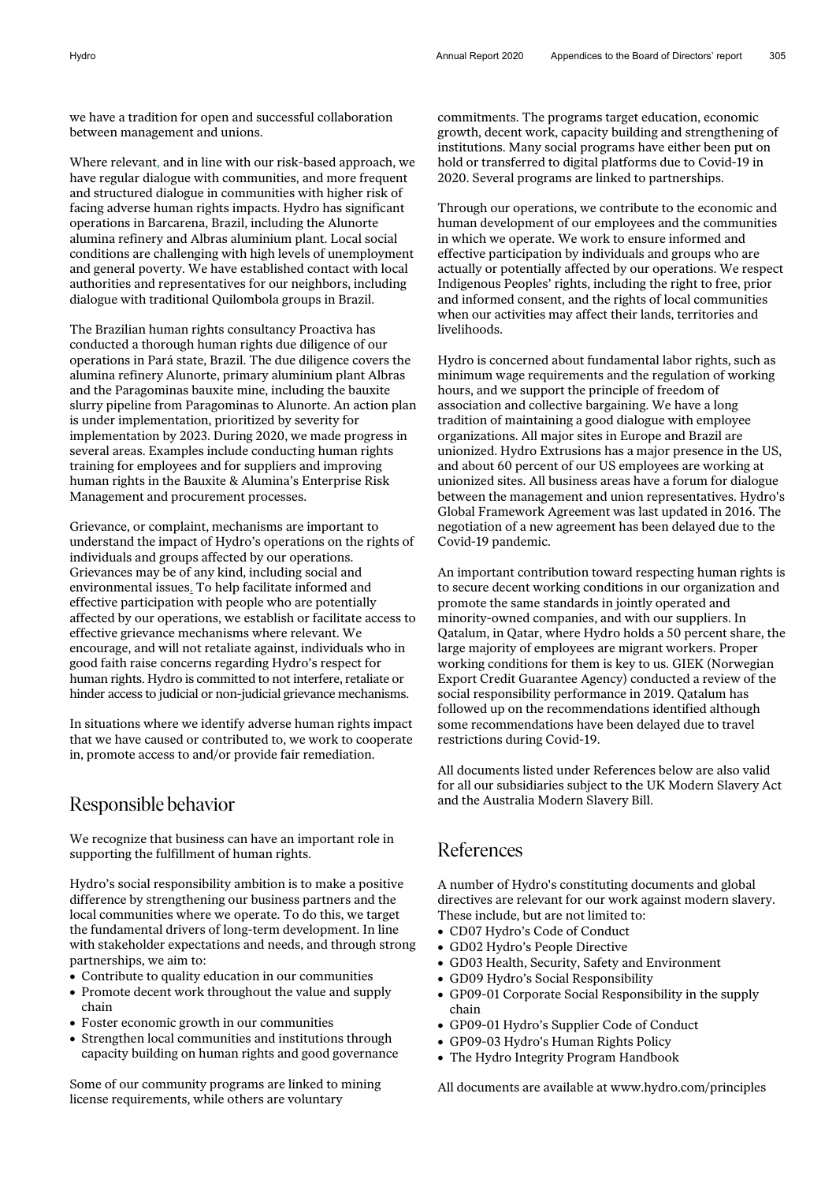we have a tradition for open and successful collaboration between management and unions.

Where relevant, and in line with our risk-based approach, we have regular dialogue with communities, and more frequent and structured dialogue in communities with higher risk of facing adverse human rights impacts. Hydro has significant operations in Barcarena, Brazil, including the Alunorte alumina refinery and Albras aluminium plant. Local social conditions are challenging with high levels of unemployment and general poverty. We have established contact with local authorities and representatives for our neighbors, including dialogue with traditional Quilombola groups in Brazil.

The Brazilian human rights consultancy Proactiva has conducted a thorough human rights due diligence of our operations in Pará state, Brazil. The due diligence covers the alumina refinery Alunorte, primary aluminium plant Albras and the Paragominas bauxite mine, including the bauxite slurry pipeline from Paragominas to Alunorte. An action plan is under implementation, prioritized by severity for implementation by 2023. During 2020, we made progress in several areas. Examples include conducting human rights training for employees and for suppliers and improving human rights in the Bauxite & Alumina's Enterprise Risk Management and procurement processes.

Grievance, or complaint, mechanisms are important to understand the impact of Hydro's operations on the rights of individuals and groups affected by our operations. Grievances may be of any kind, including social and environmental issues. To help facilitate informed and effective participation with people who are potentially affected by our operations, we establish or facilitate access to effective grievance mechanisms where relevant. We encourage, and will not retaliate against, individuals who in good faith raise concerns regarding Hydro's respect for human rights. Hydro is committed to not interfere, retaliate or hinder access to judicial or non-judicial grievance mechanisms.

In situations where we identify adverse human rights impact that we have caused or contributed to, we work to cooperate in, promote access to and/or provide fair remediation.

## Responsible behavior

We recognize that business can have an important role in supporting the fulfillment of human rights.

Hydro's social responsibility ambition is to make a positive difference by strengthening our business partners and the local communities where we operate. To do this, we target the fundamental drivers of long-term development. In line with stakeholder expectations and needs, and through strong partnerships, we aim to:

- Contribute to quality education in our communities
- Promote decent work throughout the value and supply chain
- Foster economic growth in our communities
- Strengthen local communities and institutions through capacity building on human rights and good governance

Some of our community programs are linked to mining license requirements, while others are voluntary commitments. The programs target education, economic growth, decent work, capacity building and strengthening of institutions. Many social programs have either been put on hold or transferred to digital platforms due to Covid-19 in 2020. Several programs are linked to partnerships.

Through our operations, we contribute to the economic and human development of our employees and the communities in which we operate. We work to ensure informed and effective participation by individuals and groups who are actually or potentially affected by our operations. We respect Indigenous Peoples' rights, including the right to free, prior and informed consent, and the rights of local communities when our activities may affect their lands, territories and livelihoods.

Hydro is concerned about fundamental labor rights, such as minimum wage requirements and the regulation of working hours, and we support the principle of freedom of association and collective bargaining. We have a long tradition of maintaining a good dialogue with employee organizations. All major sites in Europe and Brazil are unionized. Hydro Extrusions has a major presence in the US, and about 60 percent of our US employees are working at unionized sites. All business areas have a forum for dialogue between the management and union representatives. Hydro's Global Framework Agreement was last updated in 2016. The negotiation of a new agreement has been delayed due to the Covid-19 pandemic.

An important contribution toward respecting human rights is to secure decent working conditions in our organization and promote the same standards in jointly operated and minority-owned companies, and with our suppliers. In Qatalum, in Qatar, where Hydro holds a 50 percent share, the large majority of employees are migrant workers. Proper working conditions for them is key to us. GIEK (Norwegian Export Credit Guarantee Agency) conducted a review of the social responsibility performance in 2019. Qatalum has followed up on the recommendations identified although some recommendations have been delayed due to travel restrictions during Covid-19.

All documents listed under References below are also valid for all our subsidiaries subject to the UK Modern Slavery Act and the Australia Modern Slavery Bill.

## References

A number of Hydro's constituting documents and global directives are relevant for our work against modern slavery. These include, but are not limited to:

- CD07 Hydro's Code of Conduct
- GD02 Hydro's People Directive
- GD03 Health, Security, Safety and Environment
- GD09 Hydro's Social Responsibility
- GP09-01 Corporate Social Responsibility in the supply chain
- GP09-01 Hydro's Supplier Code of Conduct
- GP09-03 Hydro's Human Rights Policy
- The Hydro Integrity Program Handbook

All documents are available at www.hydro.com/principles